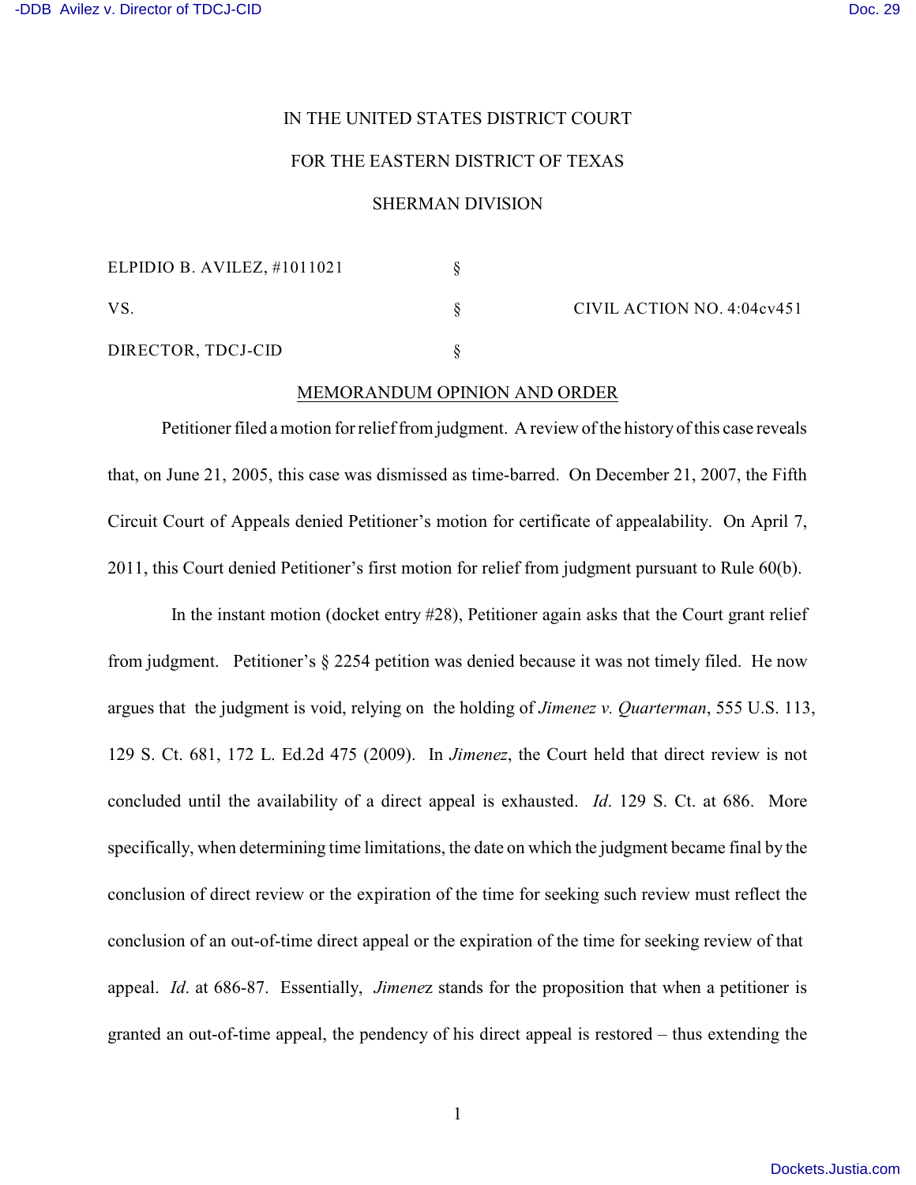IN THE UNITED STATES DISTRICT COURT

FOR THE EASTERN DISTRICT OF TEXAS

SHERMAN DIVISION

| | | |
|---|---|---|
| ELPIDIO B. AVILEZ, #1011021 | § | |
| VS. | § | CIVIL ACTION NO. 4:04cv451 |
| DIRECTOR, TDCJ-CID | § | |

MEMORANDUM OPINION AND ORDER

Petitioner filed a motion for relief from judgment. A review of the history of this case reveals that, on June 21, 2005, this case was dismissed as time-barred. On December 21, 2007, the Fifth Circuit Court of Appeals denied Petitioner's motion for certificate of appealability. On April 7, 2011, this Court denied Petitioner's first motion for relief from judgment pursuant to Rule 60(b).

In the instant motion (docket entry #28), Petitioner again asks that the Court grant relief from judgment. Petitioner's § 2254 petition was denied because it was not timely filed. He now argues that the judgment is void, relying on the holding of *Jimenez v. Quarterman*, 555 U.S. 113, 129 S. Ct. 681, 172 L. Ed.2d 475 (2009). In *Jimenez*, the Court held that direct review is not concluded until the availability of a direct appeal is exhausted. *Id*. 129 S. Ct. at 686. More specifically, when determining time limitations, the date on which the judgment became final by the conclusion of direct review or the expiration of the time for seeking such review must reflect the conclusion of an out-of-time direct appeal or the expiration of the time for seeking review of that appeal. *Id*. at 686-87. Essentially, *Jimenez* stands for the proposition that when a petitioner is granted an out-of-time appeal, the pendency of his direct appeal is restored – thus extending the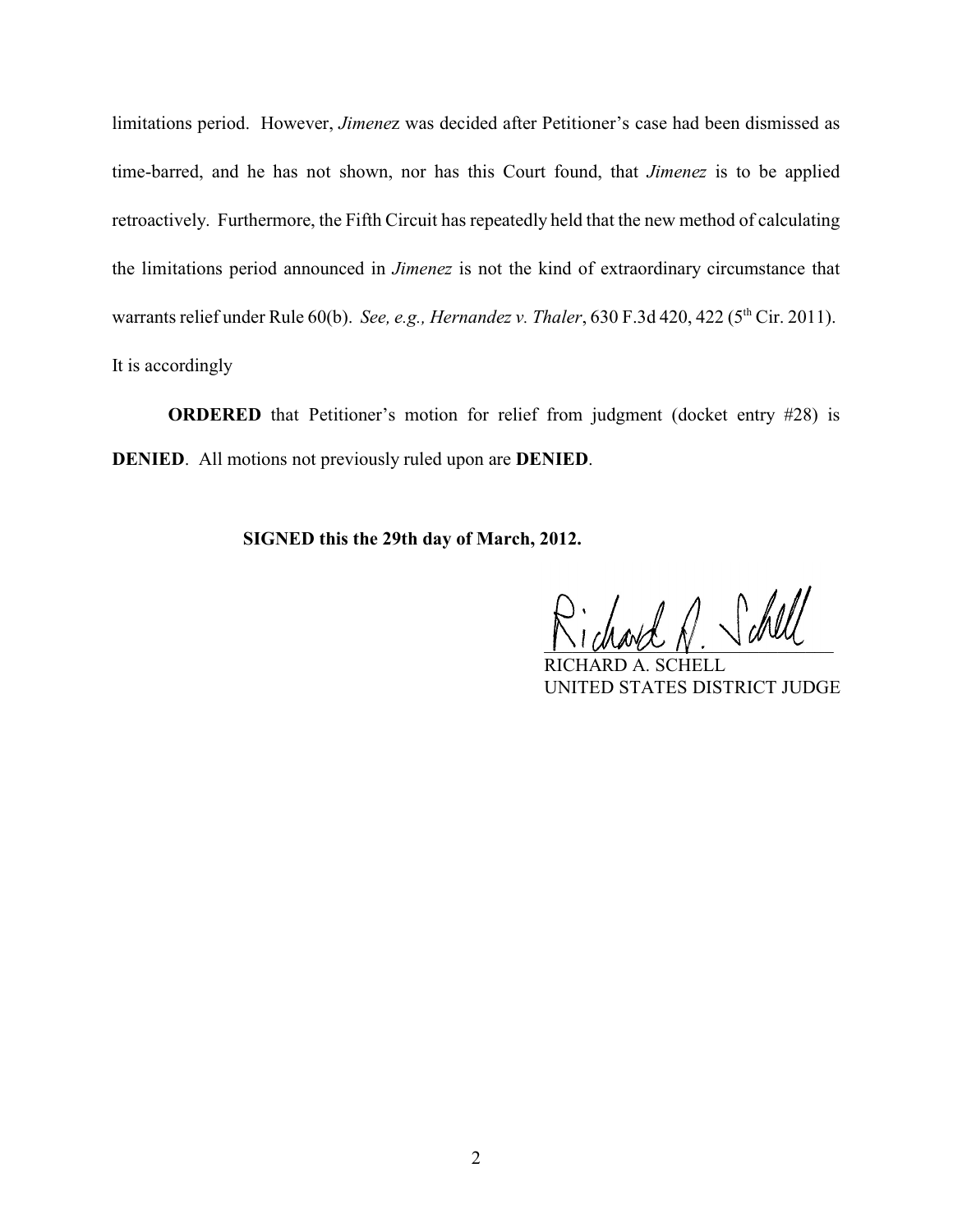limitations period. However, *Jimenez* was decided after Petitioner's case had been dismissed as time-barred, and he has not shown, nor has this Court found, that *Jimenez* is to be applied retroactively. Furthermore, the Fifth Circuit has repeatedly held that the new method of calculating the limitations period announced in *Jimenez* is not the kind of extraordinary circumstance that warrants relief under Rule 60(b). *See, e.g., Hernandez v. Thaler*, 630 F.3d 420, 422 (5th Cir. 2011). It is accordingly

**ORDERED** that Petitioner's motion for relief from judgment (docket entry #28) is **DENIED**. All motions not previously ruled upon are **DENIED**.

**SIGNED this the 29th day of March, 2012.**

RICHARD A. SCHELL
UNITED STATES DISTRICT JUDGE